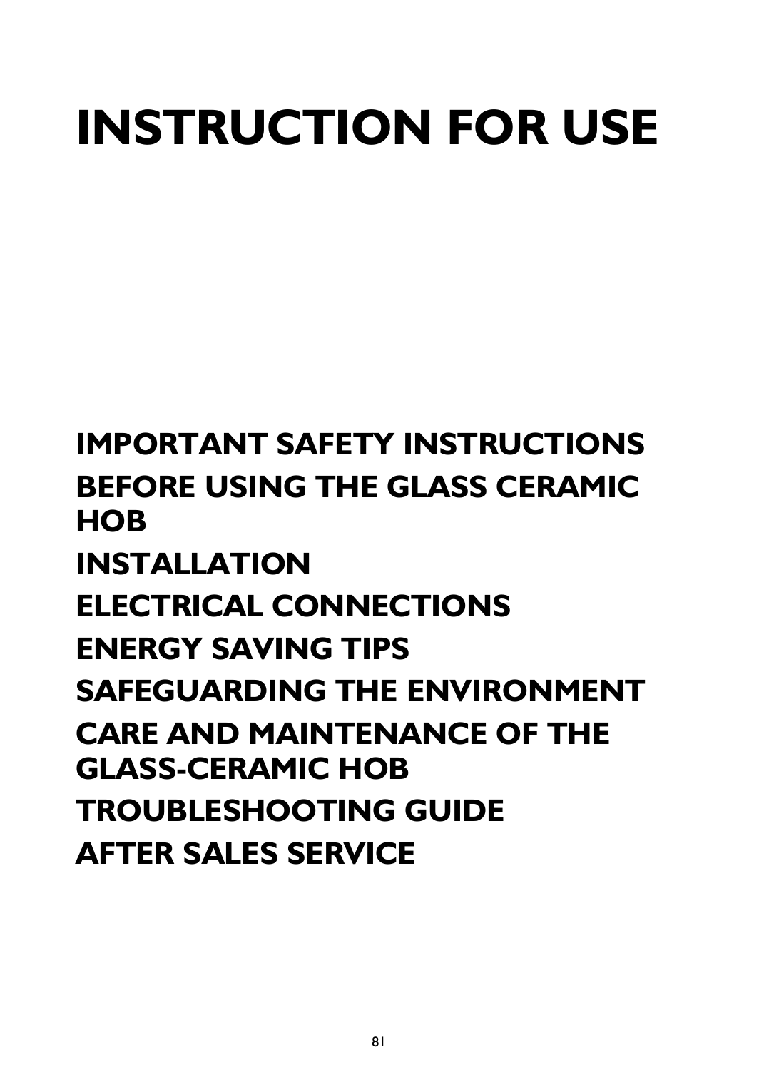# INSTRUCTION FOR USE

## IMPORTANT SAFETY INSTRUCTIONS

## BEFORE USING THE GLASS CERAMIC HOB

## INSTALLATION

## ELECTRICAL CONNECTIONS

## ENERGY SAVING TIPS

## SAFEGUARDING THE ENVIRONMENT

## CARE AND MAINTENANCE OF THE GLASS-CERAMIC HOB

## TROUBLESHOOTING GUIDE

## AFTER SALES SERVICE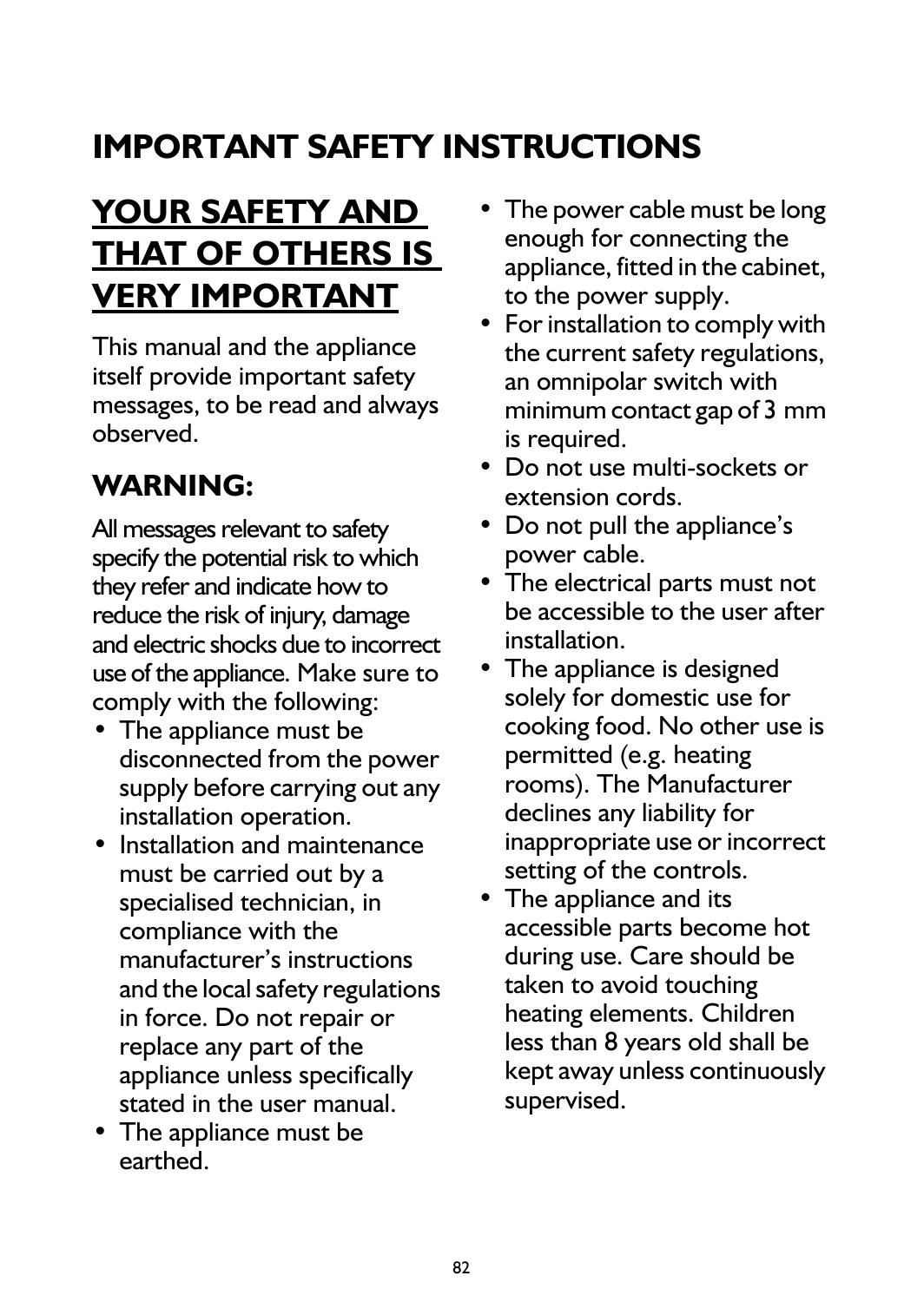# IMPORTANT SAFETY INSTRUCTIONS

## YOUR SAFETY AND THAT OF OTHERS IS VERY IMPORTANT

This manual and the appliance itself provide important safety messages, to be read and always observed.

### WARNING:

All messages relevant to safety specify the potential risk to which they refer and indicate how to reduce the risk of injury, damage and electric shocks due to incorrect use of the appliance. Make sure to comply with the following:

- The appliance must be disconnected from the power supply before carrying out any installation operation.
- Installation and maintenance must be carried out by a specialised technician, in compliance with the manufacturer's instructions and the local safety regulations in force. Do not repair or replace any part of the appliance unless specifically stated in the user manual.
- The appliance must be earthed.
- The power cable must be long enough for connecting the appliance, fitted in the cabinet, to the power supply.
- For installation to comply with the current safety regulations, an omnipolar switch with minimum contact gap of 3 mm is required.
- Do not use multi-sockets or extension cords.
- Do not pull the appliance's power cable.
- The electrical parts must not be accessible to the user after installation.
- The appliance is designed solely for domestic use for cooking food. No other use is permitted (e.g. heating rooms). The Manufacturer declines any liability for inappropriate use or incorrect setting of the controls.
- The appliance and its accessible parts become hot during use. Care should be taken to avoid touching heating elements. Children less than 8 years old shall be kept away unless continuously supervised.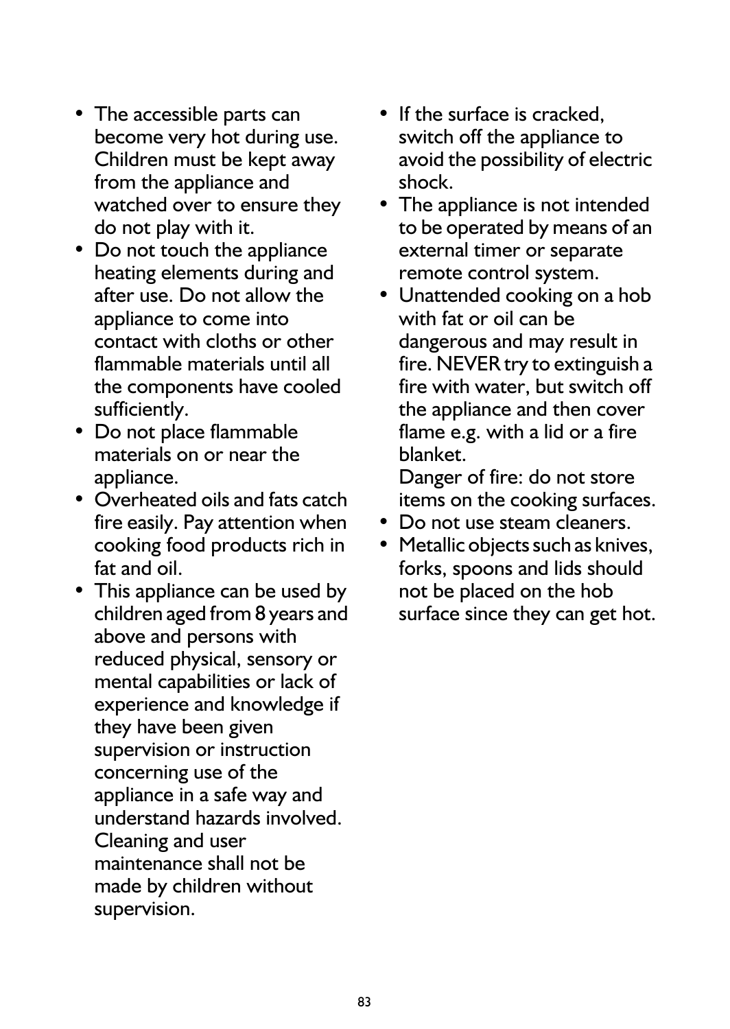- The accessible parts can become very hot during use. Children must be kept away from the appliance and watched over to ensure they do not play with it.
- Do not touch the appliance heating elements during and after use. Do not allow the appliance to come into contact with cloths or other flammable materials until all the components have cooled sufficiently.
- Do not place flammable materials on or near the appliance.
- Overheated oils and fats catch fire easily. Pay attention when cooking food products rich in fat and oil.
- This appliance can be used by children aged from 8 years and above and persons with reduced physical, sensory or mental capabilities or lack of experience and knowledge if they have been given supervision or instruction concerning use of the appliance in a safe way and understand hazards involved. Cleaning and user maintenance shall not be made by children without supervision.
- If the surface is cracked, switch off the appliance to avoid the possibility of electric shock.
- The appliance is not intended to be operated by means of an external timer or separate remote control system.
- Unattended cooking on a hob with fat or oil can be dangerous and may result in fire. NEVER try to extinguish a fire with water, but switch off the appliance and then cover flame e.g. with a lid or a fire blanket.
  Danger of fire: do not store items on the cooking surfaces.
- Do not use steam cleaners.
- Metallic objects such as knives, forks, spoons and lids should not be placed on the hob surface since they can get hot.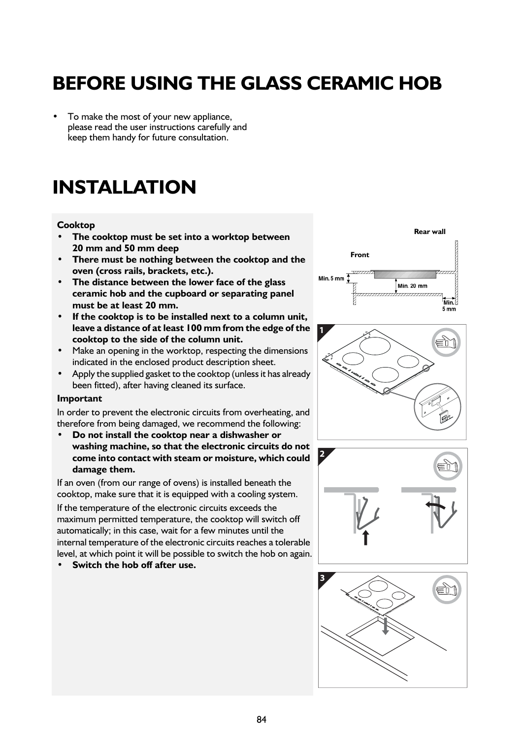# BEFORE USING THE GLASS CERAMIC HOB

- To make the most of your new appliance, please read the user instructions carefully and keep them handy for future consultation.

# INSTALLATION

**Cooktop**

- **The cooktop must be set into a worktop between 20 mm and 50 mm deep**
- **There must be nothing between the cooktop and the oven (cross rails, brackets, etc.).**
- **The distance between the lower face of the glass ceramic hob and the cupboard or separating panel must be at least 20 mm.**
- **If the cooktop is to be installed next to a column unit, leave a distance of at least 100 mm from the edge of the cooktop to the side of the column unit.**
- Make an opening in the worktop, respecting the dimensions indicated in the enclosed product description sheet.
- Apply the supplied gasket to the cooktop (unless it has already been fitted), after having cleaned its surface.

**Important**

In order to prevent the electronic circuits from overheating, and therefore from being damaged, we recommend the following:

- **Do not install the cooktop near a dishwasher or washing machine, so that the electronic circuits do not come into contact with steam or moisture, which could damage them.**

If an oven (from our range of ovens) is installed beneath the cooktop, make sure that it is equipped with a cooling system.

If the temperature of the electronic circuits exceeds the maximum permitted temperature, the cooktop will switch off automatically; in this case, wait for a few minutes until the internal temperature of the electronic circuits reaches a tolerable level, at which point it will be possible to switch the hob on again.

- **Switch the hob off after use.**

Rear wall

Front

Min. 5 mm

Min. 20 mm

Min. 5 mm

1

2

3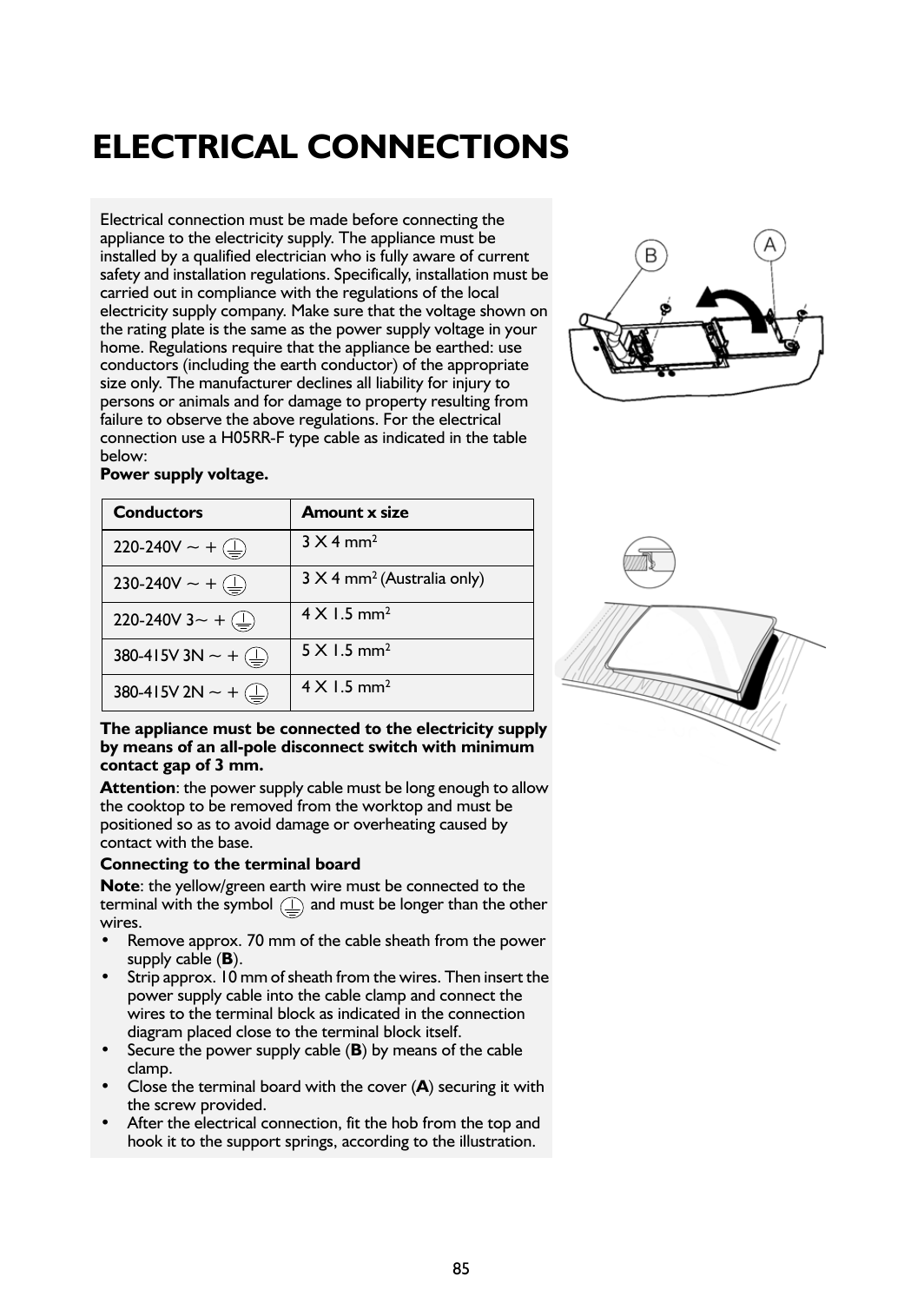# ELECTRICAL CONNECTIONS

Electrical connection must be made before connecting the appliance to the electricity supply. The appliance must be installed by a qualified electrician who is fully aware of current safety and installation regulations. Specifically, installation must be carried out in compliance with the regulations of the local electricity supply company. Make sure that the voltage shown on the rating plate is the same as the power supply voltage in your home. Regulations require that the appliance be earthed: use conductors (including the earth conductor) of the appropriate size only. The manufacturer declines all liability for injury to persons or animals and for damage to property resulting from failure to observe the above regulations. For the electrical connection use a H05RR-F type cable as indicated in the table below:

**Power supply voltage.**

| Conductors | Amount x size |
|---|---|
| 220-240V ~ + ⏚ | 3 X 4 $mm^2$ |
| 230-240V ~ + ⏚ | 3 X 4 $mm^2$ (Australia only) |
| 220-240V 3~ + ⏚ | 4 X 1.5 $mm^2$ |
| 380-415V 3N ~ + ⏚ | 5 X 1.5 $mm^2$ |
| 380-415V 2N ~ + ⏚ | 4 X 1.5 $mm^2$ |

**The appliance must be connected to the electricity supply by means of an all-pole disconnect switch with minimum contact gap of 3 mm.**

**Attention**: the power supply cable must be long enough to allow the cooktop to be removed from the worktop and must be positioned so as to avoid damage or overheating caused by contact with the base.

**Connecting to the terminal board**

**Note**: the yellow/green earth wire must be connected to the terminal with the symbol ⏚ and must be longer than the other wires.

- Remove approx. 70 mm of the cable sheath from the power supply cable (**B**).
- Strip approx. 10 mm of sheath from the wires. Then insert the power supply cable into the cable clamp and connect the wires to the terminal block as indicated in the connection diagram placed close to the terminal block itself.
- Secure the power supply cable (**B**) by means of the cable clamp.
- Close the terminal board with the cover (**A**) securing it with the screw provided.
- After the electrical connection, fit the hob from the top and hook it to the support springs, according to the illustration.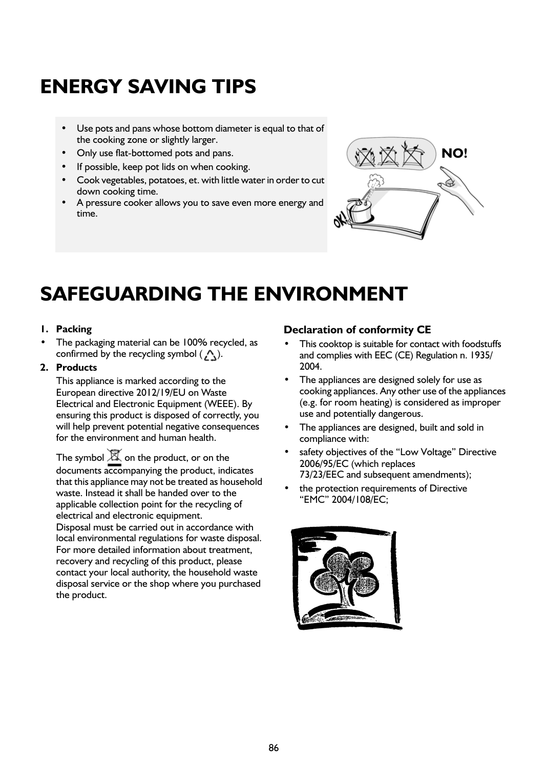# ENERGY SAVING TIPS

- Use pots and pans whose bottom diameter is equal to that of the cooking zone or slightly larger.
- Only use flat-bottomed pots and pans.
- If possible, keep pot lids on when cooking.
- Cook vegetables, potatoes, et. with little water in order to cut down cooking time.
- A pressure cooker allows you to save even more energy and time.

NO!

OK!

# SAFEGUARDING THE ENVIRONMENT

1. **Packing**

- The packaging material can be 100% recycled, as confirmed by the recycling symbol ( ♲ ).

2. **Products**

This appliance is marked according to the European directive 2012/19/EU on Waste Electrical and Electronic Equipment (WEEE). By ensuring this product is disposed of correctly, you will help prevent potential negative consequences for the environment and human health.

The symbol on the product, or on the documents accompanying the product, indicates that this appliance may not be treated as household waste. Instead it shall be handed over to the applicable collection point for the recycling of electrical and electronic equipment.
Disposal must be carried out in accordance with local environmental regulations for waste disposal. For more detailed information about treatment, recovery and recycling of this product, please contact your local authority, the household waste disposal service or the shop where you purchased the product.

### Declaration of conformity CE

- This cooktop is suitable for contact with foodstuffs and complies with EEC (CE) Regulation n. 1935/ 2004.
- The appliances are designed solely for use as cooking appliances. Any other use of the appliances (e.g. for room heating) is considered as improper use and potentially dangerous.
- The appliances are designed, built and sold in compliance with:
- safety objectives of the "Low Voltage" Directive 2006/95/EC (which replaces 73/23/EEC and subsequent amendments);
- the protection requirements of Directive "EMC" 2004/108/EC;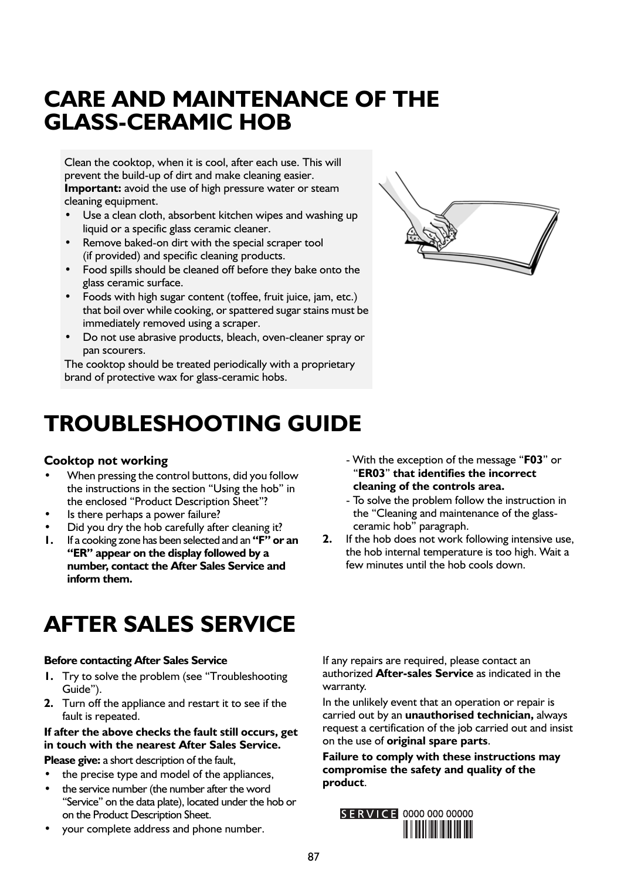# CARE AND MAINTENANCE OF THE GLASS-CERAMIC HOB

Clean the cooktop, when it is cool, after each use. This will prevent the build-up of dirt and make cleaning easier.

**Important:** avoid the use of high pressure water or steam cleaning equipment.

- Use a clean cloth, absorbent kitchen wipes and washing up liquid or a specific glass ceramic cleaner.
- Remove baked-on dirt with the special scraper tool (if provided) and specific cleaning products.
- Food spills should be cleaned off before they bake onto the glass ceramic surface.
- Foods with high sugar content (toffee, fruit juice, jam, etc.) that boil over while cooking, or spattered sugar stains must be immediately removed using a scraper.
- Do not use abrasive products, bleach, oven-cleaner spray or pan scourers.

The cooktop should be treated periodically with a proprietary brand of protective wax for glass-ceramic hobs.

# TROUBLESHOOTING GUIDE

### Cooktop not working

- When pressing the control buttons, did you follow the instructions in the section "Using the hob" in the enclosed "Product Description Sheet"?
- Is there perhaps a power failure?
- Did you dry the hob carefully after cleaning it?

1. If a cooking zone has been selected and an **"F" or an "ER" appear on the display followed by a number, contact the After Sales Service and inform them.**
   - With the exception of the message "**F03**" or "**ER03**" **that identifies the incorrect cleaning of the controls area.**
   - To solve the problem follow the instruction in the "Cleaning and maintenance of the glass-ceramic hob" paragraph.
2. If the hob does not work following intensive use, the hob internal temperature is too high. Wait a few minutes until the hob cools down.

# AFTER SALES SERVICE

**Before contacting After Sales Service**

1. Try to solve the problem (see "Troubleshooting Guide").
2. Turn off the appliance and restart it to see if the fault is repeated.

**If after the above checks the fault still occurs, get in touch with the nearest After Sales Service.**

**Please give:** a short description of the fault,

- the precise type and model of the appliances,
- the service number (the number after the word "Service" on the data plate), located under the hob or on the Product Description Sheet.
- your complete address and phone number.

If any repairs are required, please contact an authorized **After-sales Service** as indicated in the warranty.

In the unlikely event that an operation or repair is carried out by an **unauthorised technician,** always request a certification of the job carried out and insist on the use of **original spare parts**.

**Failure to comply with these instructions may compromise the safety and quality of the product**.

SERVICE 0000 000 00000